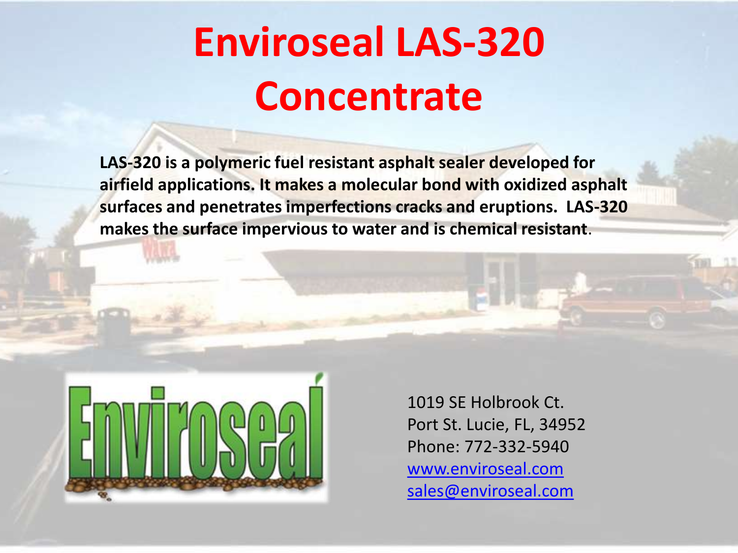# Enviroseal LAS-320 Concentrate

**LAS-320 is a polymeric fuel resistant asphalt sealer developed for airfield applications. It makes a molecular bond with oxidized asphalt surfaces and penetrates imperfections cracks and eruptions. LAS-320 makes the surface impervious to water and is chemical resistant**.

1019 SE Holbrook Ct.
Port St. Lucie, FL, 34952
Phone: 772-332-5940
www.enviroseal.com
sales@enviroseal.com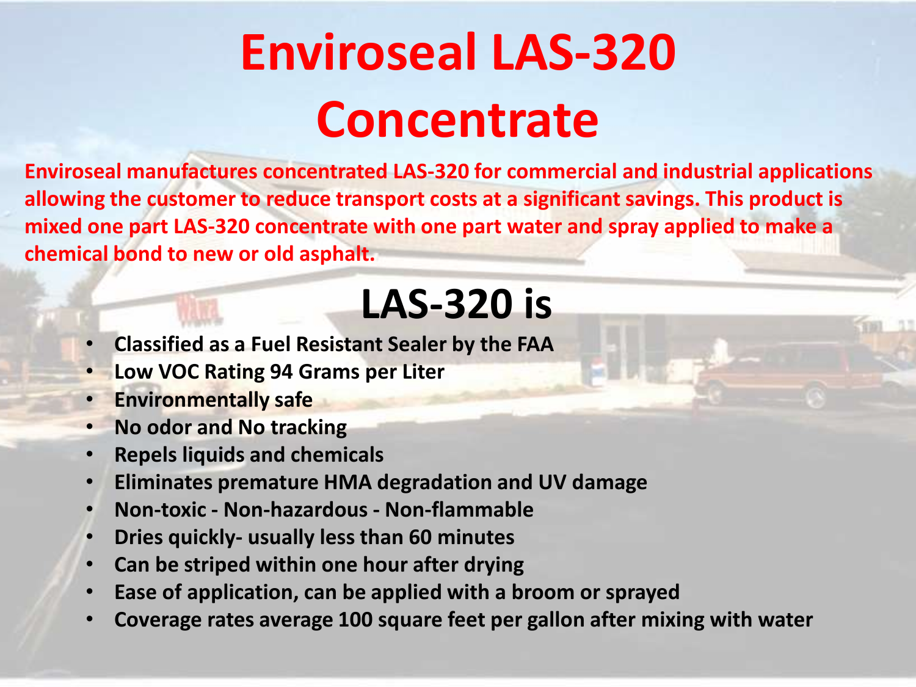# Enviroseal LAS-320 Concentrate

**Enviroseal manufactures concentrated LAS-320 for commercial and industrial applications allowing the customer to reduce transport costs at a significant savings. This product is mixed one part LAS-320 concentrate with one part water and spray applied to make a chemical bond to new or old asphalt.**

## LAS-320 is

- **Classified as a Fuel Resistant Sealer by the FAA**
- **Low VOC Rating 94 Grams per Liter**
- **Environmentally safe**
- **No odor and No tracking**
- **Repels liquids and chemicals**
- **Eliminates premature HMA degradation and UV damage**
- **Non-toxic - Non-hazardous - Non-flammable**
- **Dries quickly- usually less than 60 minutes**
- **Can be striped within one hour after drying**
- **Ease of application, can be applied with a broom or sprayed**
- **Coverage rates average 100 square feet per gallon after mixing with water**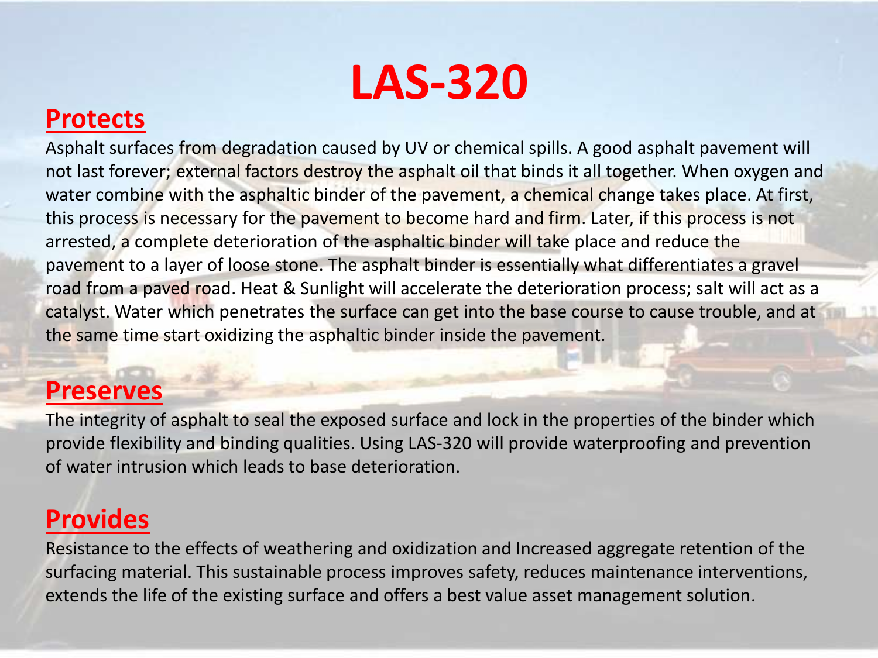# LAS-320

## Protects

Asphalt surfaces from degradation caused by UV or chemical spills. A good asphalt pavement will not last forever; external factors destroy the asphalt oil that binds it all together. When oxygen and water combine with the asphaltic binder of the pavement, a chemical change takes place. At first, this process is necessary for the pavement to become hard and firm. Later, if this process is not arrested, a complete deterioration of the asphaltic binder will take place and reduce the pavement to a layer of loose stone. The asphalt binder is essentially what differentiates a gravel road from a paved road. Heat & Sunlight will accelerate the deterioration process; salt will act as a catalyst. Water which penetrates the surface can get into the base course to cause trouble, and at the same time start oxidizing the asphaltic binder inside the pavement.

## Preserves

The integrity of asphalt to seal the exposed surface and lock in the properties of the binder which provide flexibility and binding qualities. Using LAS-320 will provide waterproofing and prevention of water intrusion which leads to base deterioration.

## Provides

Resistance to the effects of weathering and oxidization and Increased aggregate retention of the surfacing material. This sustainable process improves safety, reduces maintenance interventions, extends the life of the existing surface and offers a best value asset management solution.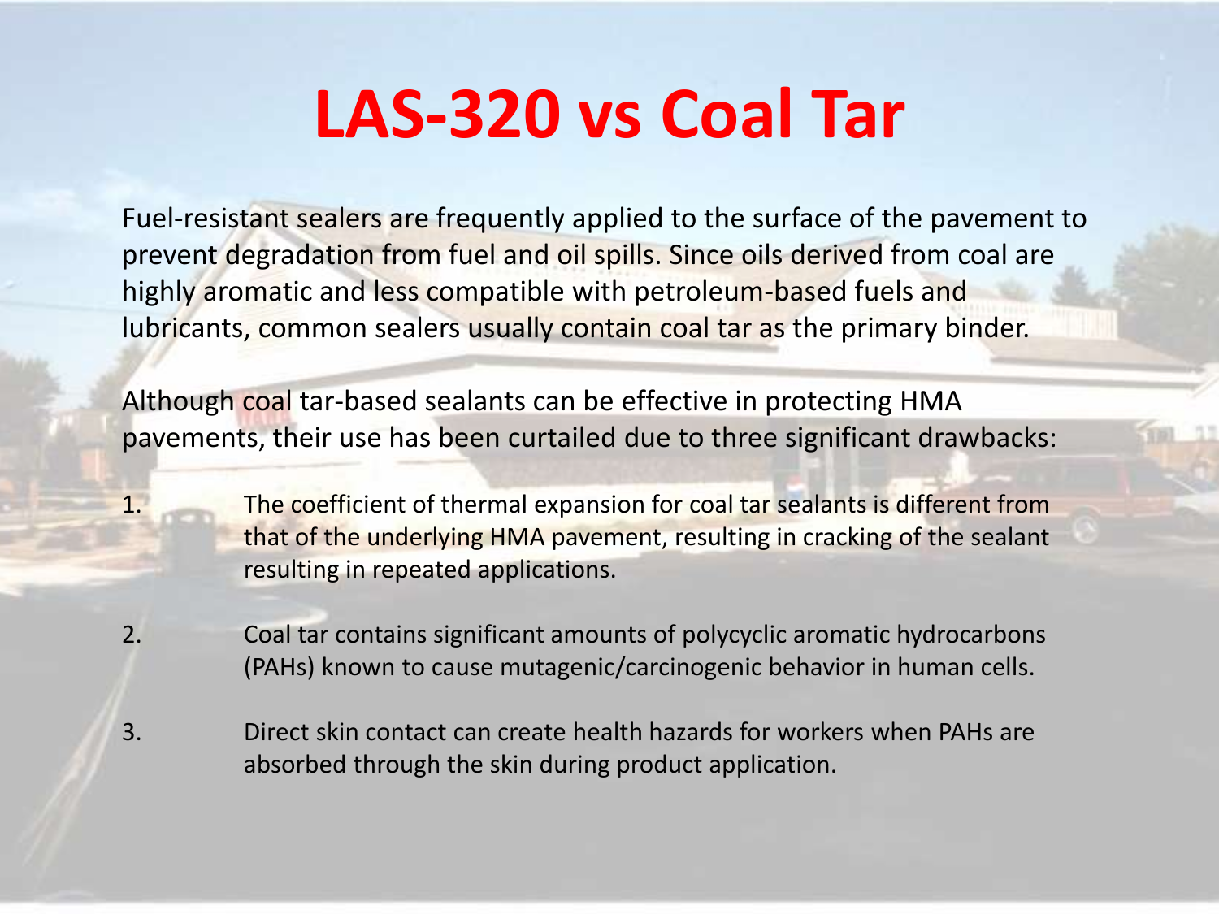# LAS-320 vs Coal Tar

Fuel-resistant sealers are frequently applied to the surface of the pavement to prevent degradation from fuel and oil spills. Since oils derived from coal are highly aromatic and less compatible with petroleum-based fuels and lubricants, common sealers usually contain coal tar as the primary binder.

Although coal tar-based sealants can be effective in protecting HMA pavements, their use has been curtailed due to three significant drawbacks:

1. The coefficient of thermal expansion for coal tar sealants is different from that of the underlying HMA pavement, resulting in cracking of the sealant resulting in repeated applications.
2. Coal tar contains significant amounts of polycyclic aromatic hydrocarbons (PAHs) known to cause mutagenic/carcinogenic behavior in human cells.
3. Direct skin contact can create health hazards for workers when PAHs are absorbed through the skin during product application.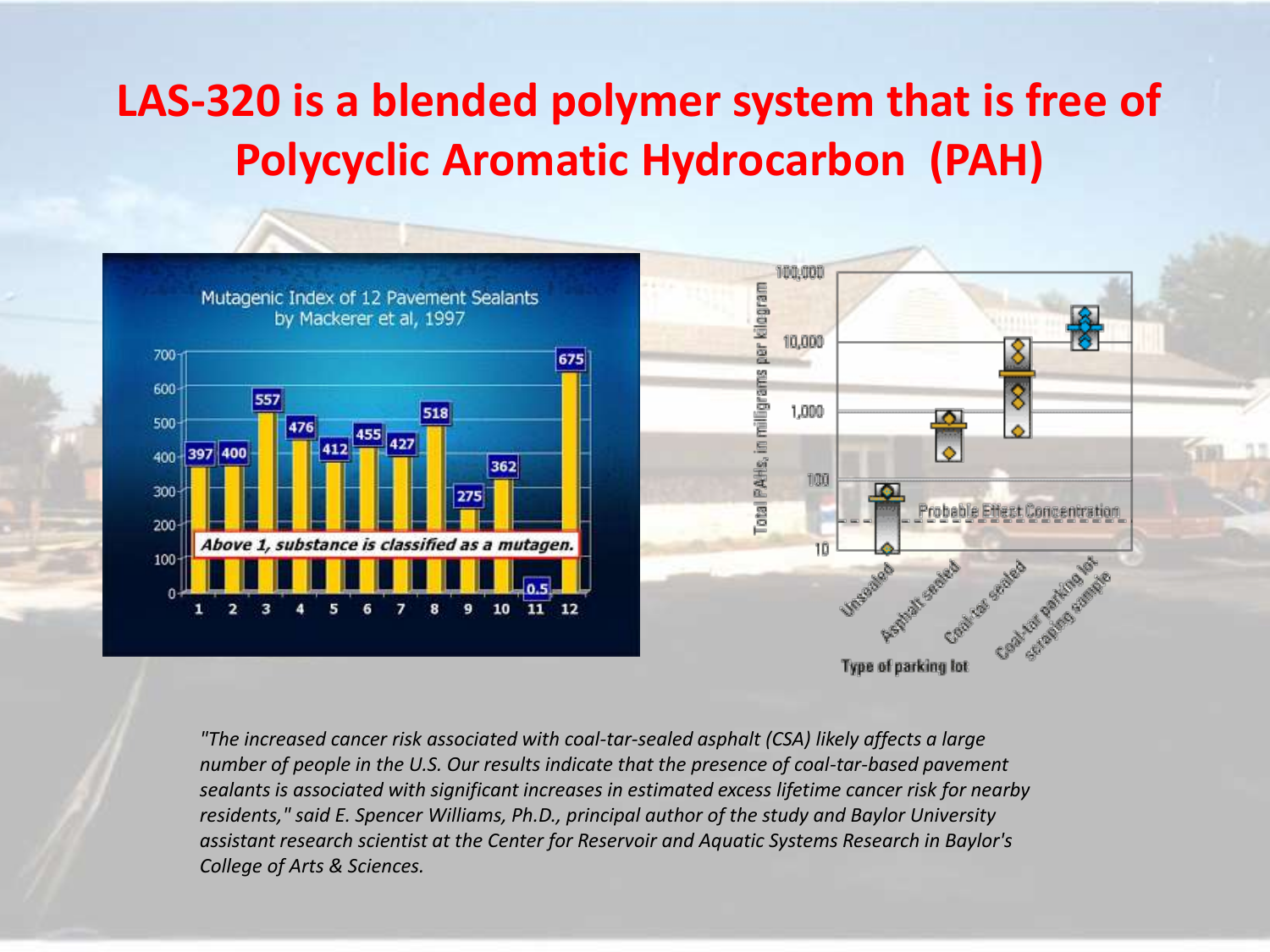# LAS-320 is a blended polymer system that is free of Polycyclic Aromatic Hydrocarbon (PAH)

Mutagenic Index of 12 Pavement Sealants by Mackerer et al, 1997

| Sealant | Mutagenic Index |
|---|---|
| 1 | 397 |
| 2 | 400 |
| 3 | 557 |
| 4 | 476 |
| 5 | 412 |
| 6 | 455 |
| 7 | 427 |
| 8 | 518 |
| 9 | 275 |
| 10 | 362 |
| 11 | 0.5 |
| 12 | 675 |

*Above 1, substance is classified as a mutagen.*

Total PAHs, in milligrams per kilogram — Type of parking lot: Unsealed, Asphalt sealed, Coal-tar sealed, Coal-tar parking lot scraping sample. Probable Effect Concentration.

*"The increased cancer risk associated with coal-tar-sealed asphalt (CSA) likely affects a large number of people in the U.S. Our results indicate that the presence of coal-tar-based pavement sealants is associated with significant increases in estimated excess lifetime cancer risk for nearby residents," said E. Spencer Williams, Ph.D., principal author of the study and Baylor University assistant research scientist at the Center for Reservoir and Aquatic Systems Research in Baylor's College of Arts & Sciences.*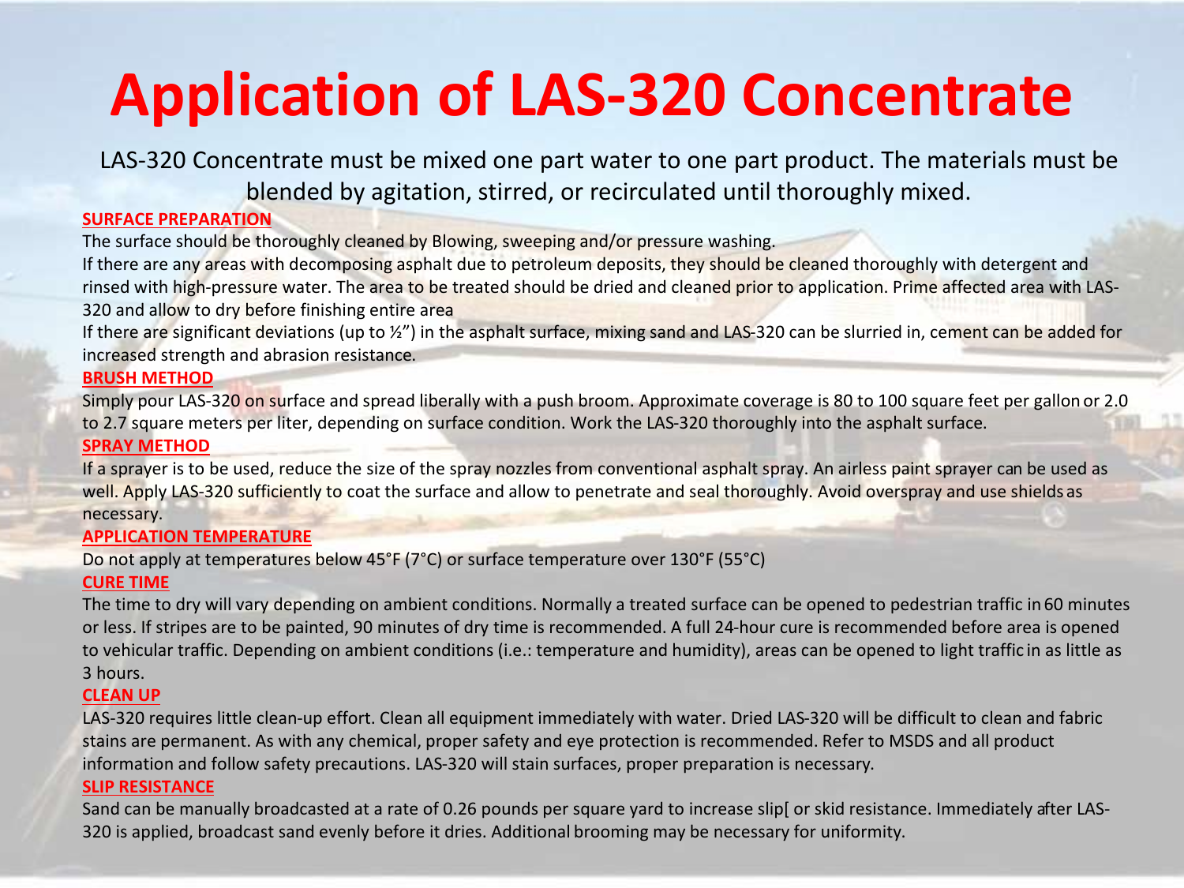# Application of LAS-320 Concentrate

LAS-320 Concentrate must be mixed one part water to one part product. The materials must be blended by agitation, stirred, or recirculated until thoroughly mixed.

**SURFACE PREPARATION**

The surface should be thoroughly cleaned by Blowing, sweeping and/or pressure washing.

If there are any areas with decomposing asphalt due to petroleum deposits, they should be cleaned thoroughly with detergent and rinsed with high-pressure water. The area to be treated should be dried and cleaned prior to application. Prime affected area with LAS-320 and allow to dry before finishing entire area

If there are significant deviations (up to ½") in the asphalt surface, mixing sand and LAS-320 can be slurried in, cement can be added for increased strength and abrasion resistance.

**BRUSH METHOD**

Simply pour LAS-320 on surface and spread liberally with a push broom. Approximate coverage is 80 to 100 square feet per gallon or 2.0 to 2.7 square meters per liter, depending on surface condition. Work the LAS-320 thoroughly into the asphalt surface.

**SPRAY METHOD**

If a sprayer is to be used, reduce the size of the spray nozzles from conventional asphalt spray. An airless paint sprayer can be used as well. Apply LAS-320 sufficiently to coat the surface and allow to penetrate and seal thoroughly. Avoid overspray and use shields as necessary.

**APPLICATION TEMPERATURE**

Do not apply at temperatures below 45°F (7°C) or surface temperature over 130°F (55°C)

**CURE TIME**

The time to dry will vary depending on ambient conditions. Normally a treated surface can be opened to pedestrian traffic in 60 minutes or less. If stripes are to be painted, 90 minutes of dry time is recommended. A full 24-hour cure is recommended before area is opened to vehicular traffic. Depending on ambient conditions (i.e.: temperature and humidity), areas can be opened to light traffic in as little as 3 hours.

**CLEAN UP**

LAS-320 requires little clean-up effort. Clean all equipment immediately with water. Dried LAS-320 will be difficult to clean and fabric stains are permanent. As with any chemical, proper safety and eye protection is recommended. Refer to MSDS and all product information and follow safety precautions. LAS-320 will stain surfaces, proper preparation is necessary.

**SLIP RESISTANCE**

Sand can be manually broadcasted at a rate of 0.26 pounds per square yard to increase slip[ or skid resistance. Immediately after LAS-320 is applied, broadcast sand evenly before it dries. Additional brooming may be necessary for uniformity.